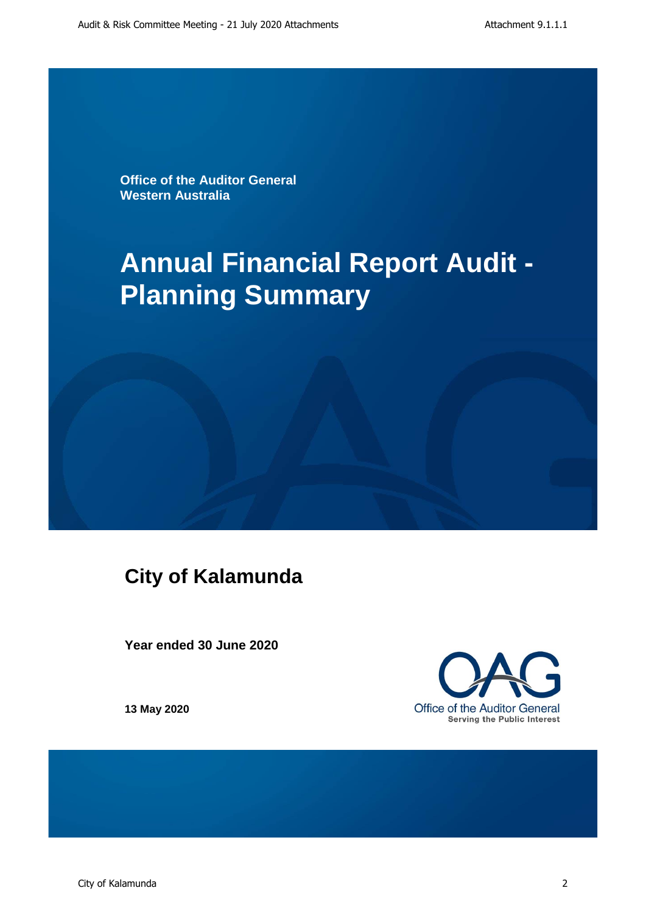Office of the Auditor General
Western Australia

# Annual Financial Report Audit - Planning Summary

## City of Kalamunda

**Year ended 30 June 2020**

**13 May 2020**

Office of the Auditor General
Serving the Public Interest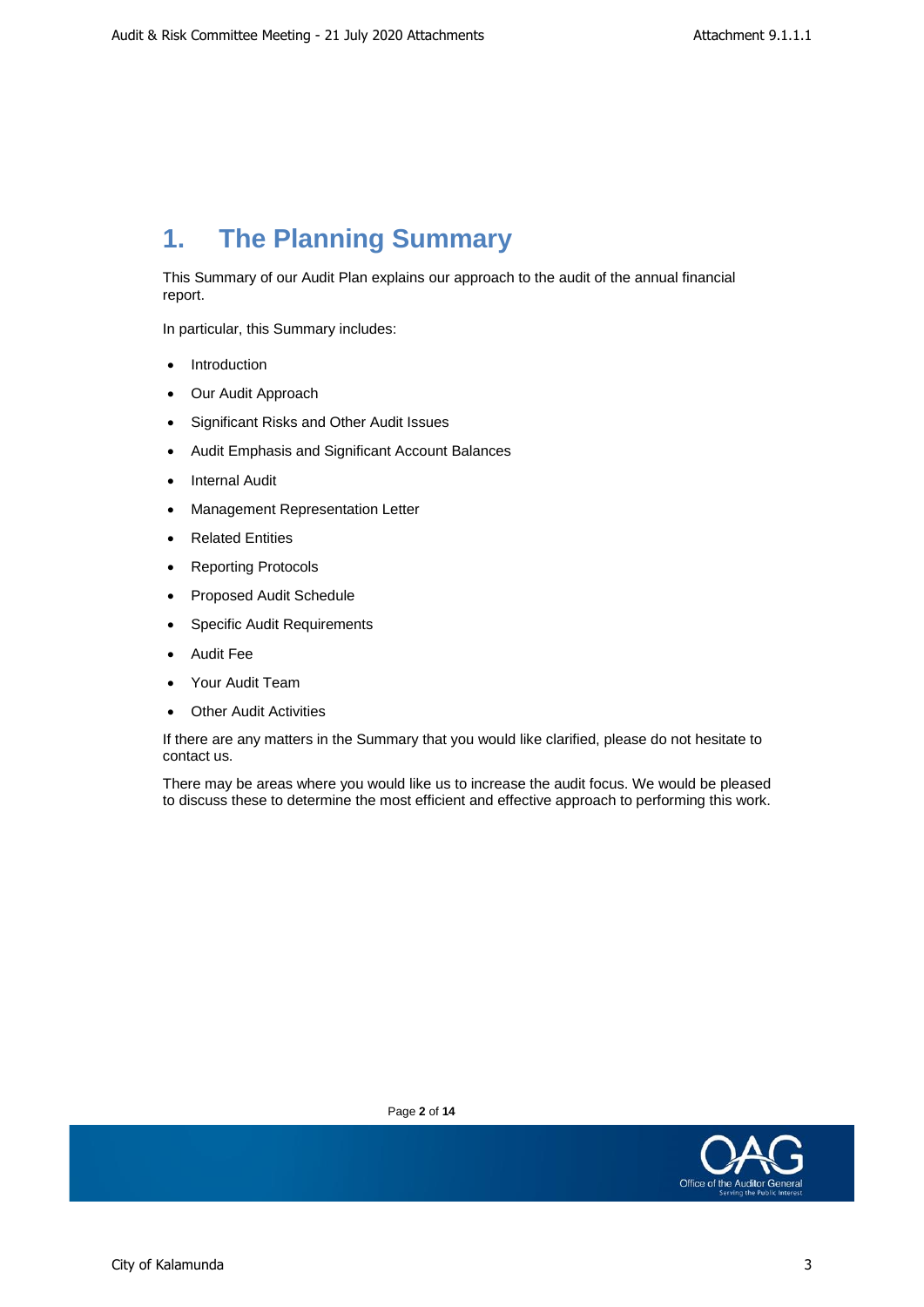# 1. The Planning Summary

This Summary of our Audit Plan explains our approach to the audit of the annual financial report.

In particular, this Summary includes:

- Introduction
- Our Audit Approach
- Significant Risks and Other Audit Issues
- Audit Emphasis and Significant Account Balances
- Internal Audit
- Management Representation Letter
- Related Entities
- Reporting Protocols
- Proposed Audit Schedule
- Specific Audit Requirements
- Audit Fee
- Your Audit Team
- Other Audit Activities

If there are any matters in the Summary that you would like clarified, please do not hesitate to contact us.

There may be areas where you would like us to increase the audit focus. We would be pleased to discuss these to determine the most efficient and effective approach to performing this work.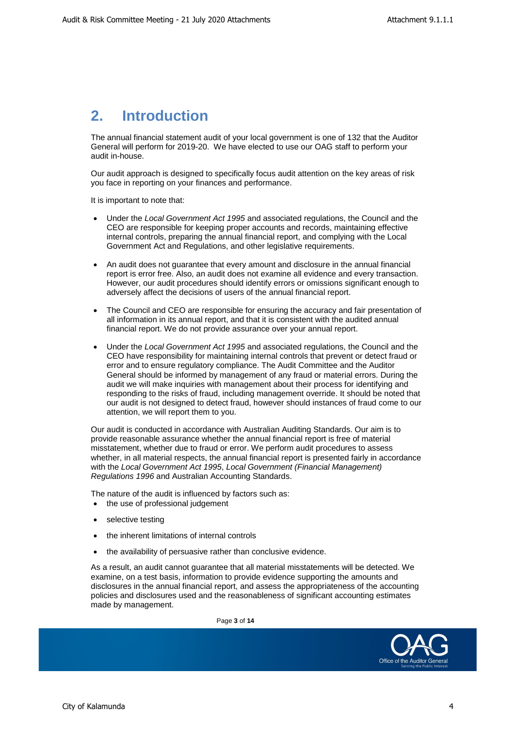## 2. Introduction

The annual financial statement audit of your local government is one of 132 that the Auditor General will perform for 2019-20. We have elected to use our OAG staff to perform your audit in-house.

Our audit approach is designed to specifically focus audit attention on the key areas of risk you face in reporting on your finances and performance.

It is important to note that:

- Under the *Local Government Act 1995* and associated regulations, the Council and the CEO are responsible for keeping proper accounts and records, maintaining effective internal controls, preparing the annual financial report, and complying with the Local Government Act and Regulations, and other legislative requirements.

- An audit does not guarantee that every amount and disclosure in the annual financial report is error free. Also, an audit does not examine all evidence and every transaction. However, our audit procedures should identify errors or omissions significant enough to adversely affect the decisions of users of the annual financial report.

- The Council and CEO are responsible for ensuring the accuracy and fair presentation of all information in its annual report, and that it is consistent with the audited annual financial report. We do not provide assurance over your annual report.

- Under the *Local Government Act 1995* and associated regulations, the Council and the CEO have responsibility for maintaining internal controls that prevent or detect fraud or error and to ensure regulatory compliance. The Audit Committee and the Auditor General should be informed by management of any fraud or material errors. During the audit we will make inquiries with management about their process for identifying and responding to the risks of fraud, including management override. It should be noted that our audit is not designed to detect fraud, however should instances of fraud come to our attention, we will report them to you.

Our audit is conducted in accordance with Australian Auditing Standards. Our aim is to provide reasonable assurance whether the annual financial report is free of material misstatement, whether due to fraud or error. We perform audit procedures to assess whether, in all material respects, the annual financial report is presented fairly in accordance with the *Local Government Act 1995*, *Local Government (Financial Management) Regulations 1996* and Australian Accounting Standards.

The nature of the audit is influenced by factors such as:

- the use of professional judgement
- selective testing
- the inherent limitations of internal controls
- the availability of persuasive rather than conclusive evidence.

As a result, an audit cannot guarantee that all material misstatements will be detected. We examine, on a test basis, information to provide evidence supporting the amounts and disclosures in the annual financial report, and assess the appropriateness of the accounting policies and disclosures used and the reasonableness of significant accounting estimates made by management.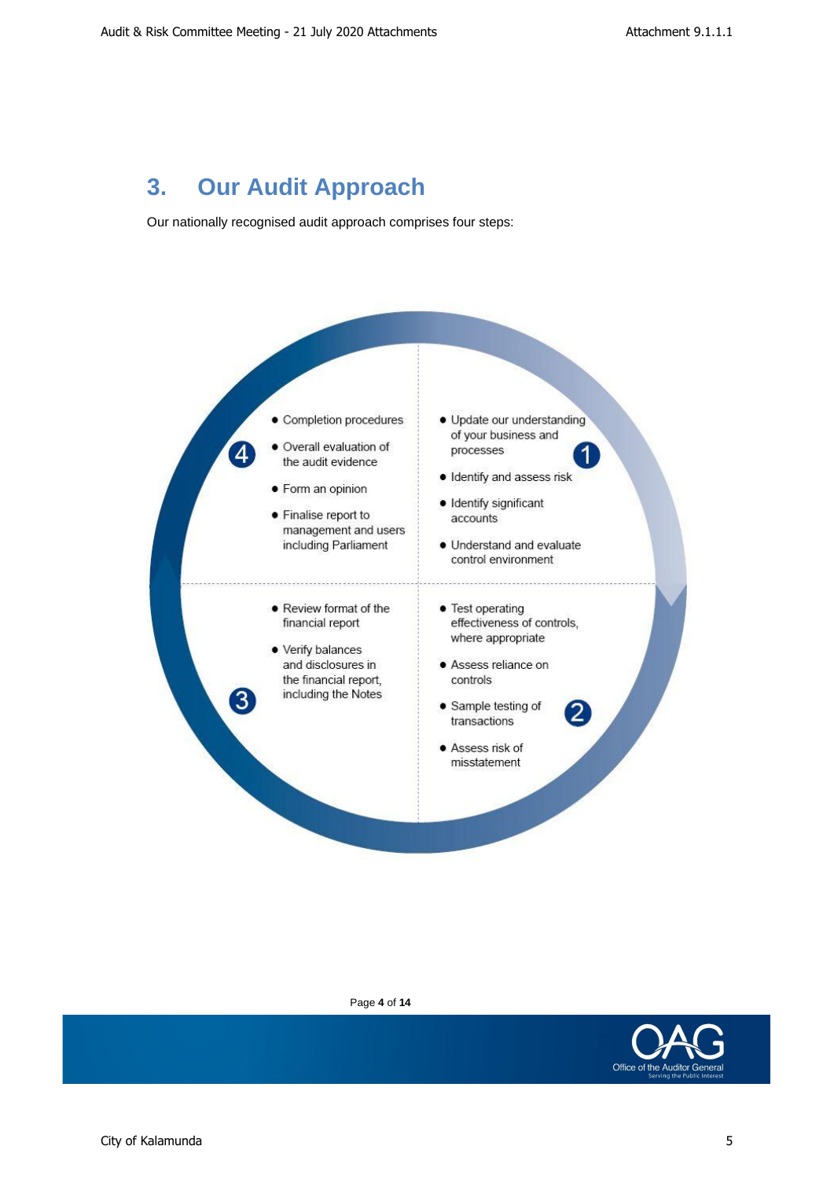## 3. Our Audit Approach

Our nationally recognised audit approach comprises four steps:

**1**

- Update our understanding of your business and processes
- Identify and assess risk
- Identify significant accounts
- Understand and evaluate control environment

**2**

- Test operating effectiveness of controls, where appropriate
- Assess reliance on controls
- Sample testing of transactions
- Assess risk of misstatement

**3**

- Review format of the financial report
- Verify balances and disclosures in the financial report, including the Notes

**4**

- Completion procedures
- Overall evaluation of the audit evidence
- Form an opinion
- Finalise report to management and users including Parliament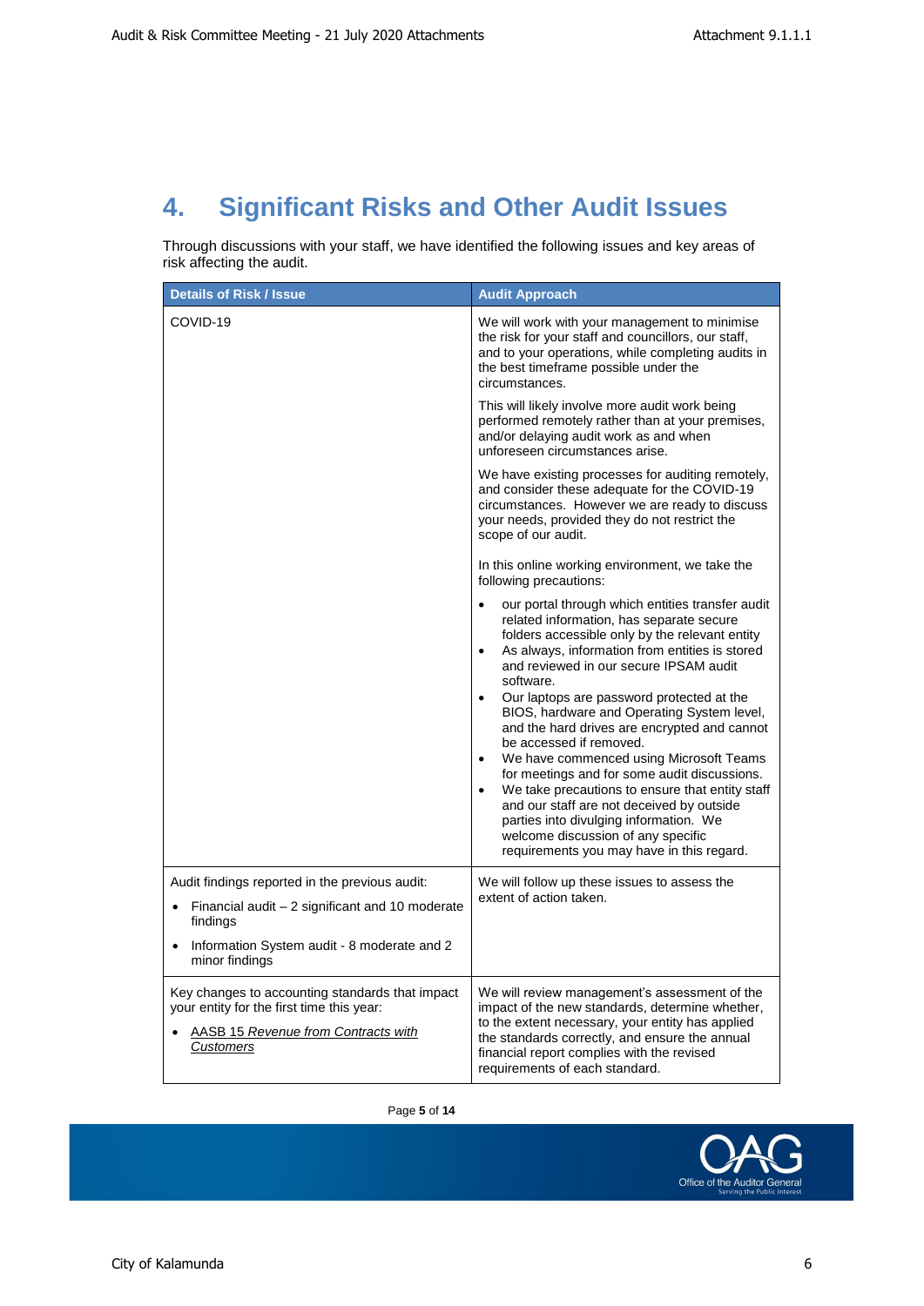# 4. Significant Risks and Other Audit Issues

Through discussions with your staff, we have identified the following issues and key areas of risk affecting the audit.

| Details of Risk / Issue | Audit Approach |
|---|---|
| COVID-19 | We will work with your management to minimise the risk for your staff and councillors, our staff, and to your operations, while completing audits in the best timeframe possible under the circumstances.<br><br>This will likely involve more audit work being performed remotely rather than at your premises, and/or delaying audit work as and when unforeseen circumstances arise.<br><br>We have existing processes for auditing remotely, and consider these adequate for the COVID-19 circumstances. However we are ready to discuss your needs, provided they do not restrict the scope of our audit.<br><br>In this online working environment, we take the following precautions:<br><br>• our portal through which entities transfer audit related information, has separate secure folders accessible only by the relevant entity<br>• As always, information from entities is stored and reviewed in our secure IPSAM audit software.<br>• Our laptops are password protected at the BIOS, hardware and Operating System level, and the hard drives are encrypted and cannot be accessed if removed.<br>• We have commenced using Microsoft Teams for meetings and for some audit discussions.<br>• We take precautions to ensure that entity staff and our staff are not deceived by outside parties into divulging information. We welcome discussion of any specific requirements you may have in this regard. |
| Audit findings reported in the previous audit:<br><br>• Financial audit – 2 significant and 10 moderate findings<br>• Information System audit - 8 moderate and 2 minor findings | We will follow up these issues to assess the extent of action taken. |
| Key changes to accounting standards that impact your entity for the first time this year:<br><br>• AASB 15 *Revenue from Contracts with Customers* | We will review management's assessment of the impact of the new standards, determine whether, to the extent necessary, your entity has applied the standards correctly, and ensure the annual financial report complies with the revised requirements of each standard. |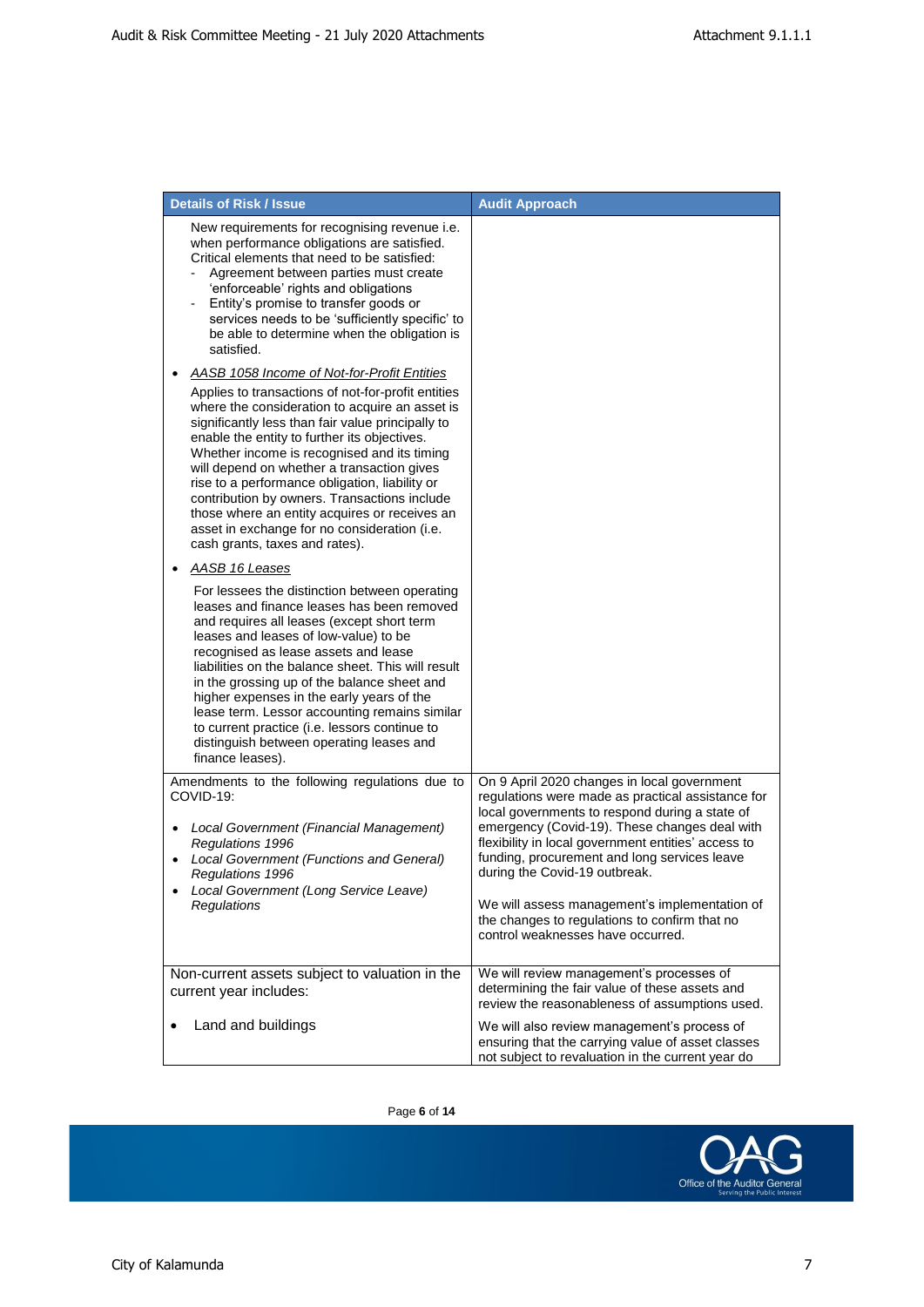| Details of Risk / Issue | Audit Approach |
|---|---|
| New requirements for recognising revenue i.e. when performance obligations are satisfied. Critical elements that need to be satisfied:<br>- Agreement between parties must create 'enforceable' rights and obligations<br>- Entity's promise to transfer goods or services needs to be 'sufficiently specific' to be able to determine when the obligation is satisfied.<br><br>• *AASB 1058 Income of Not-for-Profit Entities*<br>Applies to transactions of not-for-profit entities where the consideration to acquire an asset is significantly less than fair value principally to enable the entity to further its objectives. Whether income is recognised and its timing will depend on whether a transaction gives rise to a performance obligation, liability or contribution by owners. Transactions include those where an entity acquires or receives an asset in exchange for no consideration (i.e. cash grants, taxes and rates).<br><br>• *AASB 16 Leases*<br>For lessees the distinction between operating leases and finance leases has been removed and requires all leases (except short term leases and leases of low-value) to be recognised as lease assets and lease liabilities on the balance sheet. This will result in the grossing up of the balance sheet and higher expenses in the early years of the lease term. Lessor accounting remains similar to current practice (i.e. lessors continue to distinguish between operating leases and finance leases). | |
| Amendments to the following regulations due to COVID-19:<br><br>• *Local Government (Financial Management) Regulations 1996*<br>• *Local Government (Functions and General) Regulations 1996*<br>• *Local Government (Long Service Leave) Regulations* | On 9 April 2020 changes in local government regulations were made as practical assistance for local governments to respond during a state of emergency (Covid-19). These changes deal with flexibility in local government entities' access to funding, procurement and long services leave during the Covid-19 outbreak.<br><br>We will assess management's implementation of the changes to regulations to confirm that no control weaknesses have occurred. |
| Non-current assets subject to valuation in the current year includes:<br><br>• Land and buildings | We will review management's processes of determining the fair value of these assets and review the reasonableness of assumptions used.<br><br>We will also review management's process of ensuring that the carrying value of asset classes not subject to revaluation in the current year do |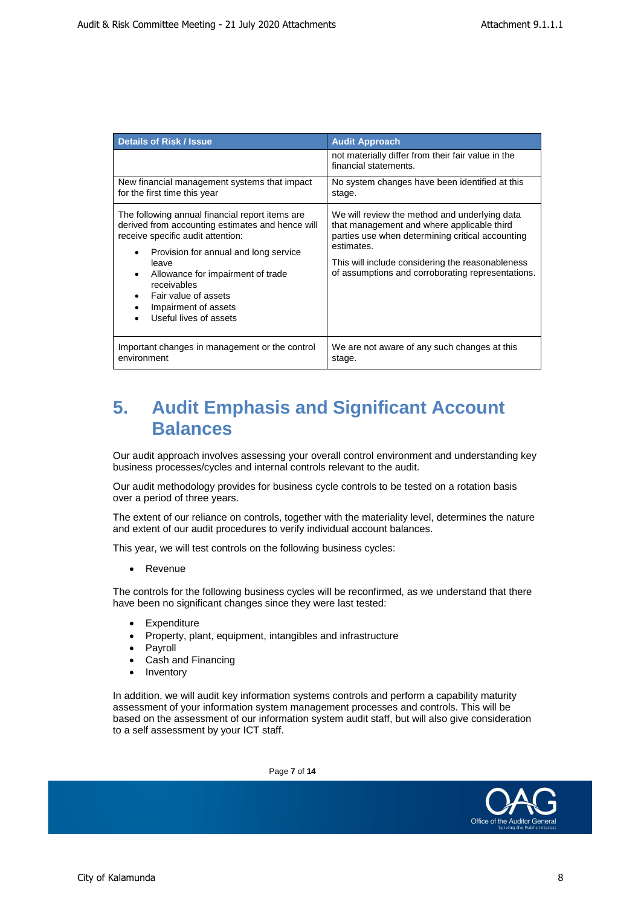| Details of Risk / Issue | Audit Approach |
|---|---|
| | not materially differ from their fair value in the financial statements. |
| New financial management systems that impact for the first time this year | No system changes have been identified at this stage. |
| The following annual financial report items are derived from accounting estimates and hence will receive specific audit attention:<br>• Provision for annual and long service leave<br>• Allowance for impairment of trade receivables<br>• Fair value of assets<br>• Impairment of assets<br>• Useful lives of assets | We will review the method and underlying data that management and where applicable third parties use when determining critical accounting estimates.<br>This will include considering the reasonableness of assumptions and corroborating representations. |
| Important changes in management or the control environment | We are not aware of any such changes at this stage. |

## 5. Audit Emphasis and Significant Account Balances

Our audit approach involves assessing your overall control environment and understanding key business processes/cycles and internal controls relevant to the audit.

Our audit methodology provides for business cycle controls to be tested on a rotation basis over a period of three years.

The extent of our reliance on controls, together with the materiality level, determines the nature and extent of our audit procedures to verify individual account balances.

This year, we will test controls on the following business cycles:

- Revenue

The controls for the following business cycles will be reconfirmed, as we understand that there have been no significant changes since they were last tested:

- Expenditure
- Property, plant, equipment, intangibles and infrastructure
- Payroll
- Cash and Financing
- Inventory

In addition, we will audit key information systems controls and perform a capability maturity assessment of your information system management processes and controls. This will be based on the assessment of our information system audit staff, but will also give consideration to a self assessment by your ICT staff.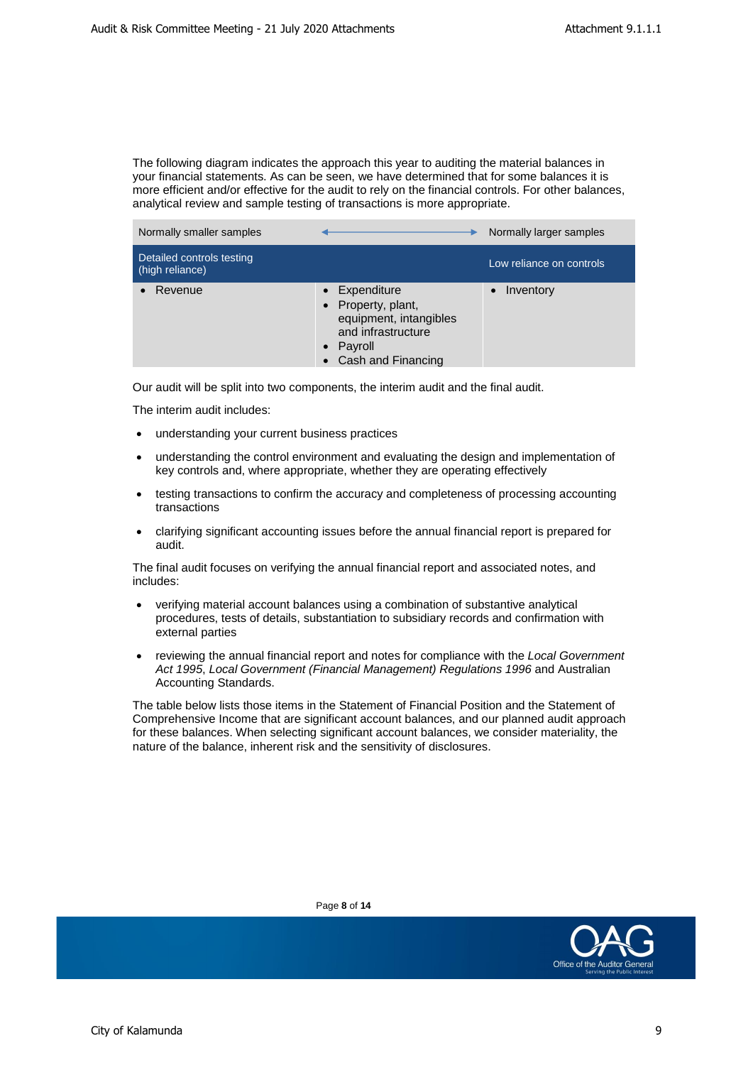The following diagram indicates the approach this year to auditing the material balances in your financial statements. As can be seen, we have determined that for some balances it is more efficient and/or effective for the audit to rely on the financial controls. For other balances, analytical review and sample testing of transactions is more appropriate.

| Normally smaller samples | ⟵⟶ | Normally larger samples |
|---|---|---|
| Detailed controls testing (high reliance) | | Low reliance on controls |
| • Revenue | • Expenditure<br>• Property, plant, equipment, intangibles and infrastructure<br>• Payroll<br>• Cash and Financing | • Inventory |

Our audit will be split into two components, the interim audit and the final audit.

The interim audit includes:

- understanding your current business practices
- understanding the control environment and evaluating the design and implementation of key controls and, where appropriate, whether they are operating effectively
- testing transactions to confirm the accuracy and completeness of processing accounting transactions
- clarifying significant accounting issues before the annual financial report is prepared for audit.

The final audit focuses on verifying the annual financial report and associated notes, and includes:

- verifying material account balances using a combination of substantive analytical procedures, tests of details, substantiation to subsidiary records and confirmation with external parties
- reviewing the annual financial report and notes for compliance with the *Local Government Act 1995*, *Local Government (Financial Management) Regulations 1996* and Australian Accounting Standards.

The table below lists those items in the Statement of Financial Position and the Statement of Comprehensive Income that are significant account balances, and our planned audit approach for these balances. When selecting significant account balances, we consider materiality, the nature of the balance, inherent risk and the sensitivity of disclosures.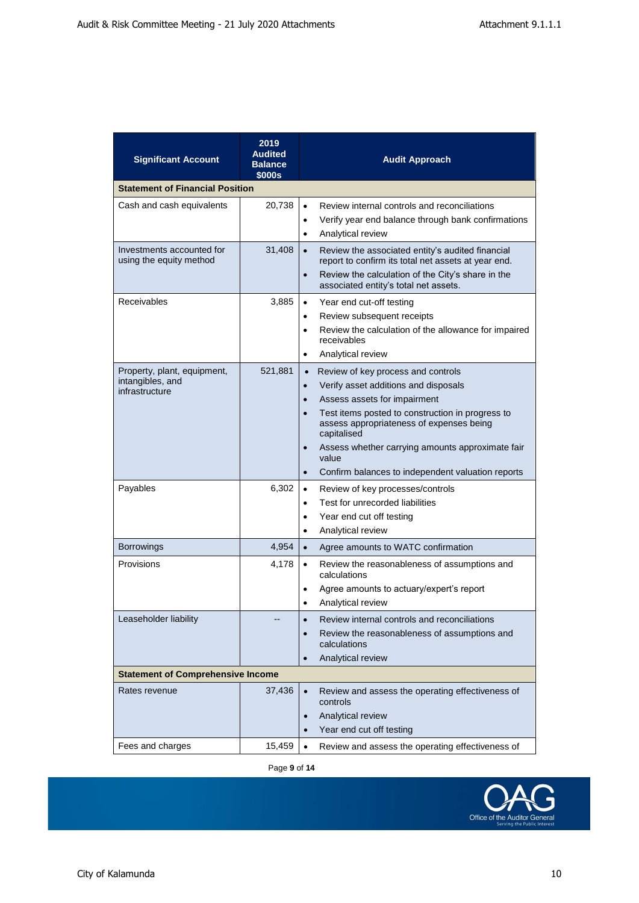| Significant Account | 2019 Audited Balance $000s | Audit Approach |
|---|---|---|
| **Statement of Financial Position** | | |
| Cash and cash equivalents | 20,738 | • Review internal controls and reconciliations<br>• Verify year end balance through bank confirmations<br>• Analytical review |
| Investments accounted for using the equity method | 31,408 | • Review the associated entity's audited financial report to confirm its total net assets at year end.<br>• Review the calculation of the City's share in the associated entity's total net assets. |
| Receivables | 3,885 | • Year end cut-off testing<br>• Review subsequent receipts<br>• Review the calculation of the allowance for impaired receivables<br>• Analytical review |
| Property, plant, equipment, intangibles, and infrastructure | 521,881 | • Review of key process and controls<br>• Verify asset additions and disposals<br>• Assess assets for impairment<br>• Test items posted to construction in progress to assess appropriateness of expenses being capitalised<br>• Assess whether carrying amounts approximate fair value<br>• Confirm balances to independent valuation reports |
| Payables | 6,302 | • Review of key processes/controls<br>• Test for unrecorded liabilities<br>• Year end cut off testing<br>• Analytical review |
| Borrowings | 4,954 | • Agree amounts to WATC confirmation |
| Provisions | 4,178 | • Review the reasonableness of assumptions and calculations<br>• Agree amounts to actuary/expert's report<br>• Analytical review |
| Leaseholder liability | -- | • Review internal controls and reconciliations<br>• Review the reasonableness of assumptions and calculations<br>• Analytical review |
| **Statement of Comprehensive Income** | | |
| Rates revenue | 37,436 | • Review and assess the operating effectiveness of controls<br>• Analytical review<br>• Year end cut off testing |
| Fees and charges | 15,459 | • Review and assess the operating effectiveness of |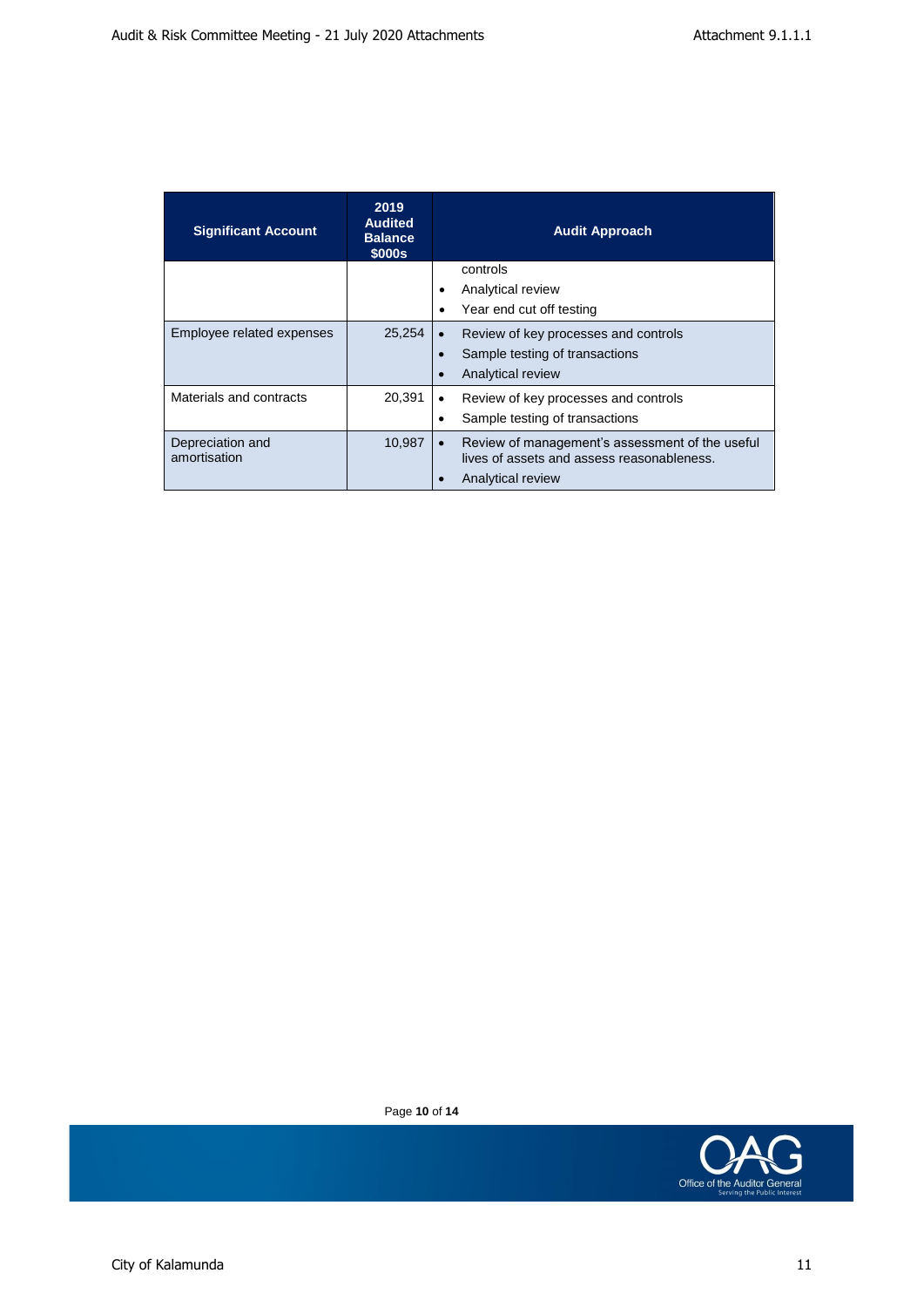| Significant Account | 2019 Audited Balance \$000s | Audit Approach |
|---|---|---|
| | | controls<br>• Analytical review<br>• Year end cut off testing |
| Employee related expenses | 25,254 | • Review of key processes and controls<br>• Sample testing of transactions<br>• Analytical review |
| Materials and contracts | 20,391 | • Review of key processes and controls<br>• Sample testing of transactions |
| Depreciation and amortisation | 10,987 | • Review of management's assessment of the useful lives of assets and assess reasonableness.<br>• Analytical review |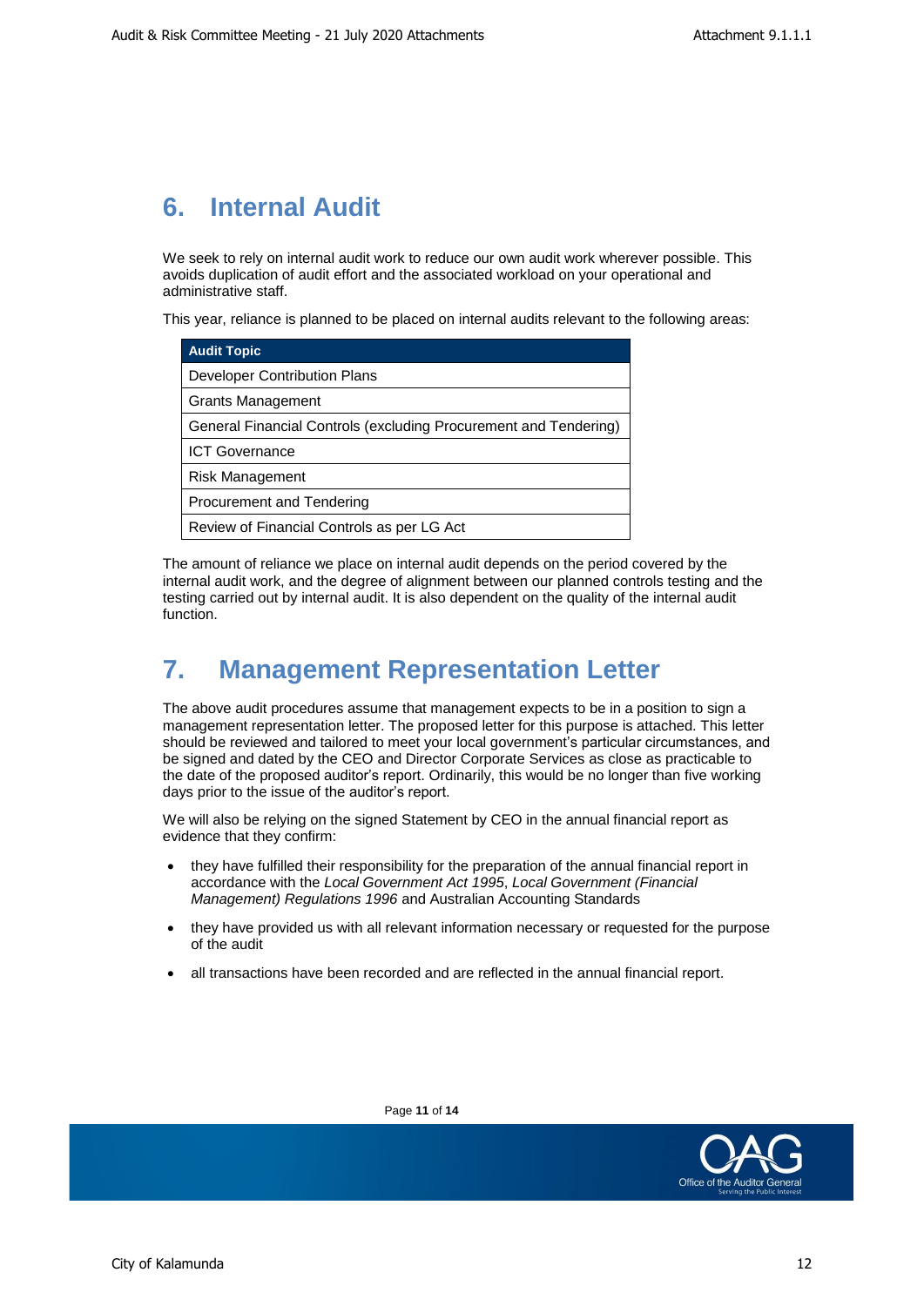## 6. Internal Audit

We seek to rely on internal audit work to reduce our own audit work wherever possible. This avoids duplication of audit effort and the associated workload on your operational and administrative staff.

This year, reliance is planned to be placed on internal audits relevant to the following areas:

| Audit Topic |
|---|
| Developer Contribution Plans |
| Grants Management |
| General Financial Controls (excluding Procurement and Tendering) |
| ICT Governance |
| Risk Management |
| Procurement and Tendering |
| Review of Financial Controls as per LG Act |

The amount of reliance we place on internal audit depends on the period covered by the internal audit work, and the degree of alignment between our planned controls testing and the testing carried out by internal audit. It is also dependent on the quality of the internal audit function.

## 7. Management Representation Letter

The above audit procedures assume that management expects to be in a position to sign a management representation letter. The proposed letter for this purpose is attached. This letter should be reviewed and tailored to meet your local government's particular circumstances, and be signed and dated by the CEO and Director Corporate Services as close as practicable to the date of the proposed auditor's report. Ordinarily, this would be no longer than five working days prior to the issue of the auditor's report.

We will also be relying on the signed Statement by CEO in the annual financial report as evidence that they confirm:

- they have fulfilled their responsibility for the preparation of the annual financial report in accordance with the *Local Government Act 1995*, *Local Government (Financial Management) Regulations 1996* and Australian Accounting Standards
- they have provided us with all relevant information necessary or requested for the purpose of the audit
- all transactions have been recorded and are reflected in the annual financial report.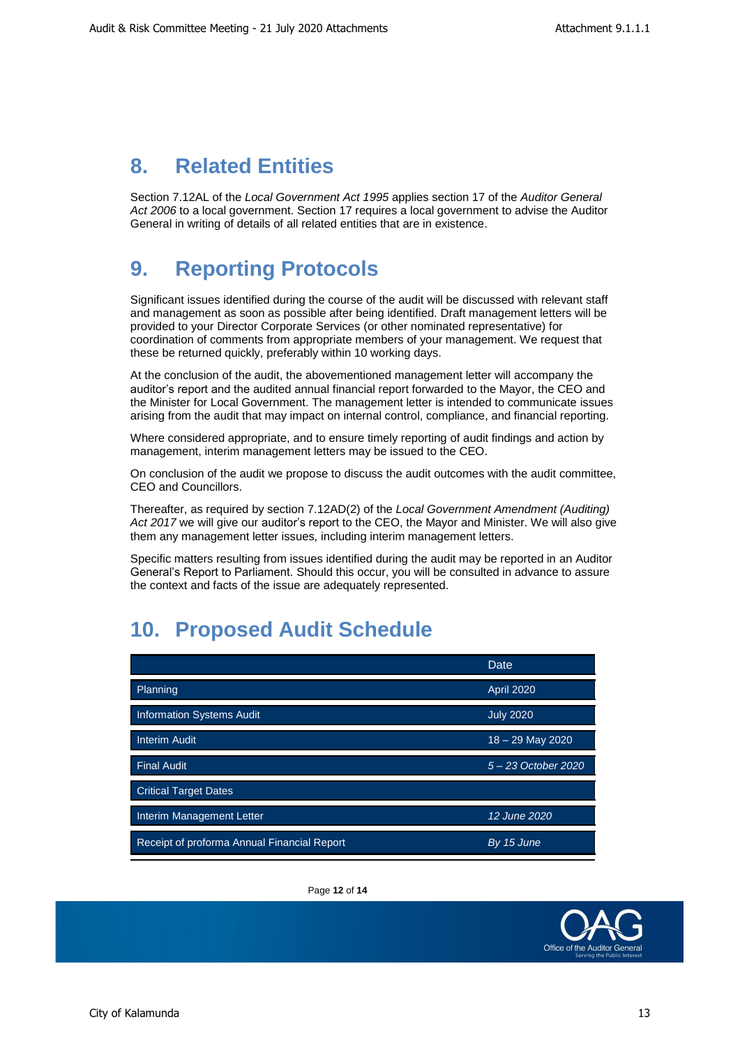## 8. Related Entities

Section 7.12AL of the *Local Government Act 1995* applies section 17 of the *Auditor General Act 2006* to a local government. Section 17 requires a local government to advise the Auditor General in writing of details of all related entities that are in existence.

## 9. Reporting Protocols

Significant issues identified during the course of the audit will be discussed with relevant staff and management as soon as possible after being identified. Draft management letters will be provided to your Director Corporate Services (or other nominated representative) for coordination of comments from appropriate members of your management. We request that these be returned quickly, preferably within 10 working days.

At the conclusion of the audit, the abovementioned management letter will accompany the auditor's report and the audited annual financial report forwarded to the Mayor, the CEO and the Minister for Local Government. The management letter is intended to communicate issues arising from the audit that may impact on internal control, compliance, and financial reporting.

Where considered appropriate, and to ensure timely reporting of audit findings and action by management, interim management letters may be issued to the CEO.

On conclusion of the audit we propose to discuss the audit outcomes with the audit committee, CEO and Councillors.

Thereafter, as required by section 7.12AD(2) of the *Local Government Amendment (Auditing) Act 2017* we will give our auditor's report to the CEO, the Mayor and Minister. We will also give them any management letter issues, including interim management letters.

Specific matters resulting from issues identified during the audit may be reported in an Auditor General's Report to Parliament. Should this occur, you will be consulted in advance to assure the context and facts of the issue are adequately represented.

## 10. Proposed Audit Schedule

| | Date |
|---|---|
| Planning | April 2020 |
| Information Systems Audit | July 2020 |
| Interim Audit | 18 – 29 May 2020 |
| Final Audit | *5 – 23 October 2020* |
| Critical Target Dates | |
| Interim Management Letter | *12 June 2020* |
| Receipt of proforma Annual Financial Report | *By 15 June* |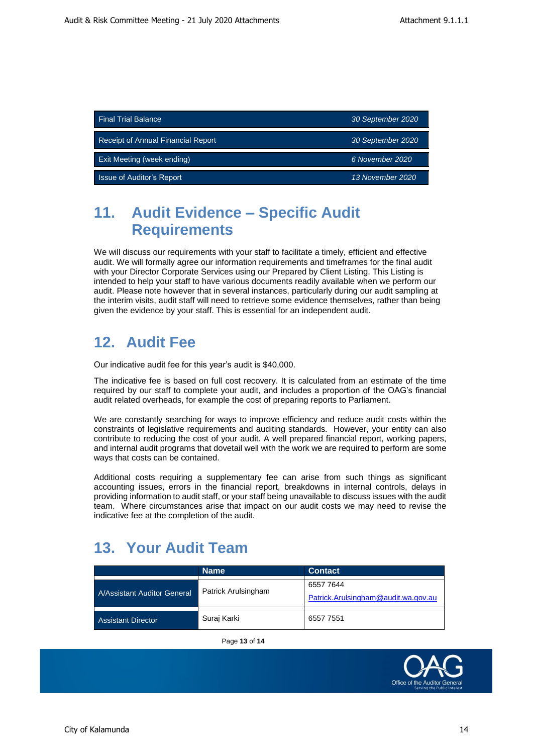| Final Trial Balance | *30 September 2020* |
| --- | --- |
| Receipt of Annual Financial Report | *30 September 2020* |
| Exit Meeting (week ending) | *6 November 2020* |
| Issue of Auditor's Report | *13 November 2020* |

## 11. Audit Evidence – Specific Audit Requirements

We will discuss our requirements with your staff to facilitate a timely, efficient and effective audit. We will formally agree our information requirements and timeframes for the final audit with your Director Corporate Services using our Prepared by Client Listing. This Listing is intended to help your staff to have various documents readily available when we perform our audit. Please note however that in several instances, particularly during our audit sampling at the interim visits, audit staff will need to retrieve some evidence themselves, rather than being given the evidence by your staff. This is essential for an independent audit.

## 12. Audit Fee

Our indicative audit fee for this year's audit is $40,000.

The indicative fee is based on full cost recovery. It is calculated from an estimate of the time required by our staff to complete your audit, and includes a proportion of the OAG's financial audit related overheads, for example the cost of preparing reports to Parliament.

We are constantly searching for ways to improve efficiency and reduce audit costs within the constraints of legislative requirements and auditing standards. However, your entity can also contribute to reducing the cost of your audit. A well prepared financial report, working papers, and internal audit programs that dovetail well with the work we are required to perform are some ways that costs can be contained.

Additional costs requiring a supplementary fee can arise from such things as significant accounting issues, errors in the financial report, breakdowns in internal controls, delays in providing information to audit staff, or your staff being unavailable to discuss issues with the audit team. Where circumstances arise that impact on our audit costs we may need to revise the indicative fee at the completion of the audit.

## 13. Your Audit Team

| | Name | Contact |
| --- | --- | --- |
| A/Assistant Auditor General | Patrick Arulsingham | 6557 7644<br>Patrick.Arulsingham@audit.wa.gov.au |
| Assistant Director | Suraj Karki | 6557 7551 |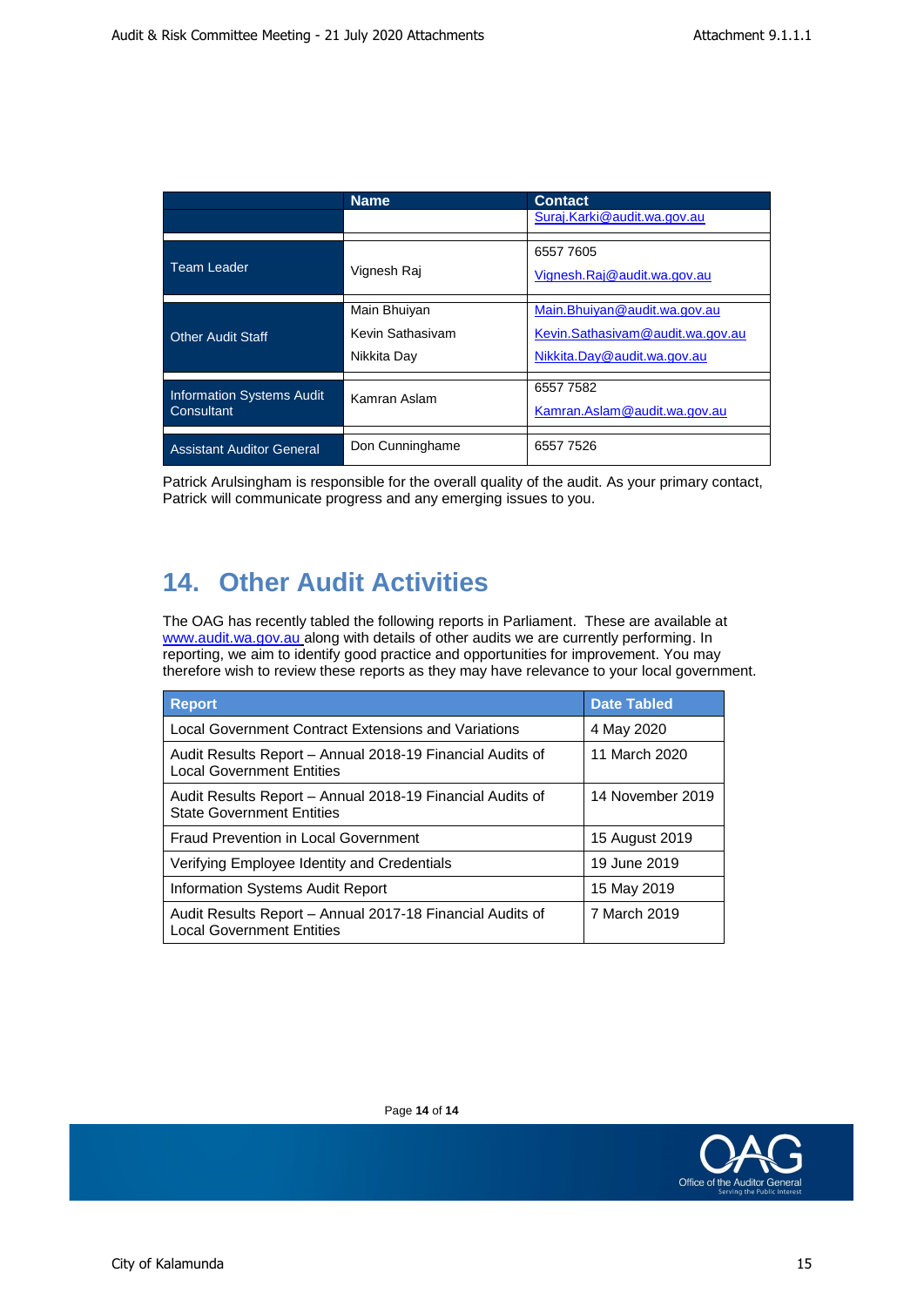| | Name | Contact |
|---|---|---|
| | | Suraj.Karki@audit.wa.gov.au |
| Team Leader | Vignesh Raj | 6557 7605<br>Vignesh.Raj@audit.wa.gov.au |
| Other Audit Staff | Main Bhuiyan<br>Kevin Sathasivam<br>Nikkita Day | Main.Bhuiyan@audit.wa.gov.au<br>Kevin.Sathasivam@audit.wa.gov.au<br>Nikkita.Day@audit.wa.gov.au |
| Information Systems Audit Consultant | Kamran Aslam | 6557 7582<br>Kamran.Aslam@audit.wa.gov.au |
| Assistant Auditor General | Don Cunninghame | 6557 7526 |

Patrick Arulsingham is responsible for the overall quality of the audit. As your primary contact, Patrick will communicate progress and any emerging issues to you.

## 14. Other Audit Activities

The OAG has recently tabled the following reports in Parliament. These are available at www.audit.wa.gov.au along with details of other audits we are currently performing. In reporting, we aim to identify good practice and opportunities for improvement. You may therefore wish to review these reports as they may have relevance to your local government.

| Report | Date Tabled |
|---|---|
| Local Government Contract Extensions and Variations | 4 May 2020 |
| Audit Results Report – Annual 2018-19 Financial Audits of Local Government Entities | 11 March 2020 |
| Audit Results Report – Annual 2018-19 Financial Audits of State Government Entities | 14 November 2019 |
| Fraud Prevention in Local Government | 15 August 2019 |
| Verifying Employee Identity and Credentials | 19 June 2019 |
| Information Systems Audit Report | 15 May 2019 |
| Audit Results Report – Annual 2017-18 Financial Audits of Local Government Entities | 7 March 2019 |